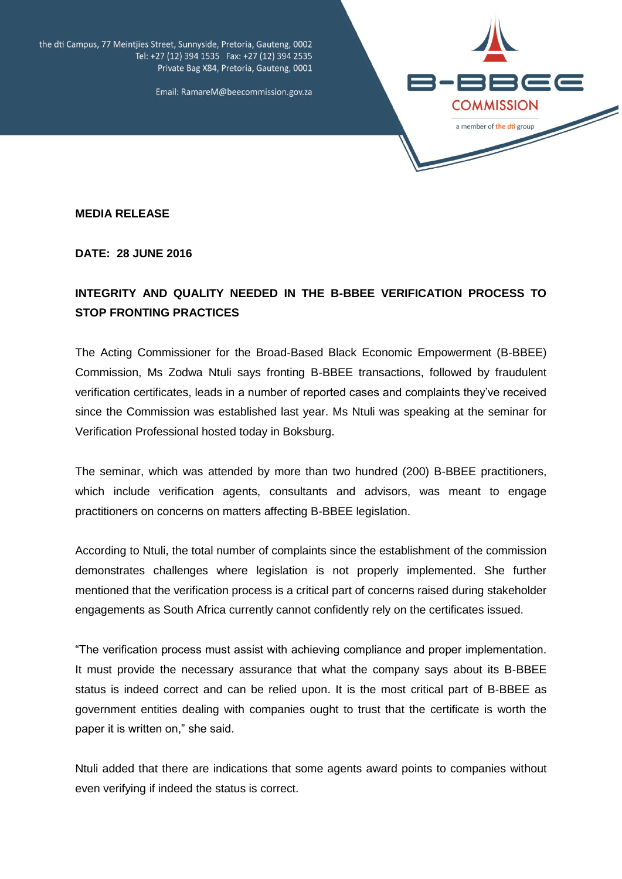the dti Campus, 77 Meintjies Street, Sunnyside, Pretoria, Gauteng, 0002
Tel: +27 (12) 394 1535 Fax: +27 (12) 394 2535
Private Bag X84, Pretoria, Gauteng, 0001

Email: RamareM@beecommission.gov.za

B-BBEE COMMISSION
a member of the dti group

**MEDIA RELEASE**

**DATE: 28 JUNE 2016**

**INTEGRITY AND QUALITY NEEDED IN THE B-BBEE VERIFICATION PROCESS TO STOP FRONTING PRACTICES**

The Acting Commissioner for the Broad-Based Black Economic Empowerment (B-BBEE) Commission, Ms Zodwa Ntuli says fronting B-BBEE transactions, followed by fraudulent verification certificates, leads in a number of reported cases and complaints they've received since the Commission was established last year. Ms Ntuli was speaking at the seminar for Verification Professional hosted today in Boksburg.

The seminar, which was attended by more than two hundred (200) B-BBEE practitioners, which include verification agents, consultants and advisors, was meant to engage practitioners on concerns on matters affecting B-BBEE legislation.

According to Ntuli, the total number of complaints since the establishment of the commission demonstrates challenges where legislation is not properly implemented. She further mentioned that the verification process is a critical part of concerns raised during stakeholder engagements as South Africa currently cannot confidently rely on the certificates issued.

"The verification process must assist with achieving compliance and proper implementation. It must provide the necessary assurance that what the company says about its B-BBEE status is indeed correct and can be relied upon. It is the most critical part of B-BBEE as government entities dealing with companies ought to trust that the certificate is worth the paper it is written on," she said.

Ntuli added that there are indications that some agents award points to companies without even verifying if indeed the status is correct.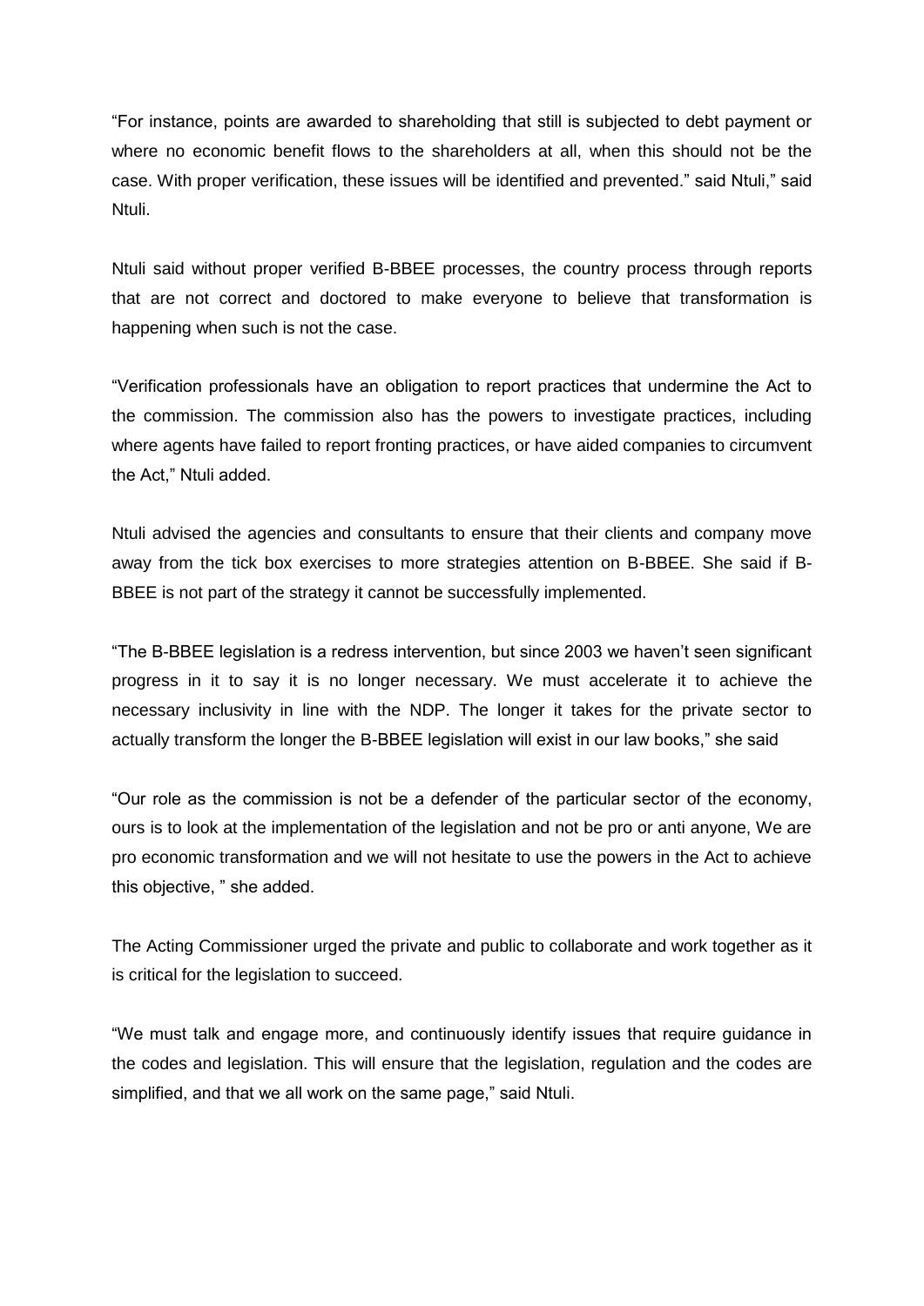"For instance, points are awarded to shareholding that still is subjected to debt payment or where no economic benefit flows to the shareholders at all, when this should not be the case. With proper verification, these issues will be identified and prevented." said Ntuli," said Ntuli.

Ntuli said without proper verified B-BBEE processes, the country process through reports that are not correct and doctored to make everyone to believe that transformation is happening when such is not the case.

"Verification professionals have an obligation to report practices that undermine the Act to the commission. The commission also has the powers to investigate practices, including where agents have failed to report fronting practices, or have aided companies to circumvent the Act," Ntuli added.

Ntuli advised the agencies and consultants to ensure that their clients and company move away from the tick box exercises to more strategies attention on B-BBEE. She said if B-BBEE is not part of the strategy it cannot be successfully implemented.

"The B-BBEE legislation is a redress intervention, but since 2003 we haven't seen significant progress in it to say it is no longer necessary. We must accelerate it to achieve the necessary inclusivity in line with the NDP. The longer it takes for the private sector to actually transform the longer the B-BBEE legislation will exist in our law books," she said

"Our role as the commission is not be a defender of the particular sector of the economy, ours is to look at the implementation of the legislation and not be pro or anti anyone, We are pro economic transformation and we will not hesitate to use the powers in the Act to achieve this objective, " she added.

The Acting Commissioner urged the private and public to collaborate and work together as it is critical for the legislation to succeed.

"We must talk and engage more, and continuously identify issues that require guidance in the codes and legislation. This will ensure that the legislation, regulation and the codes are simplified, and that we all work on the same page," said Ntuli.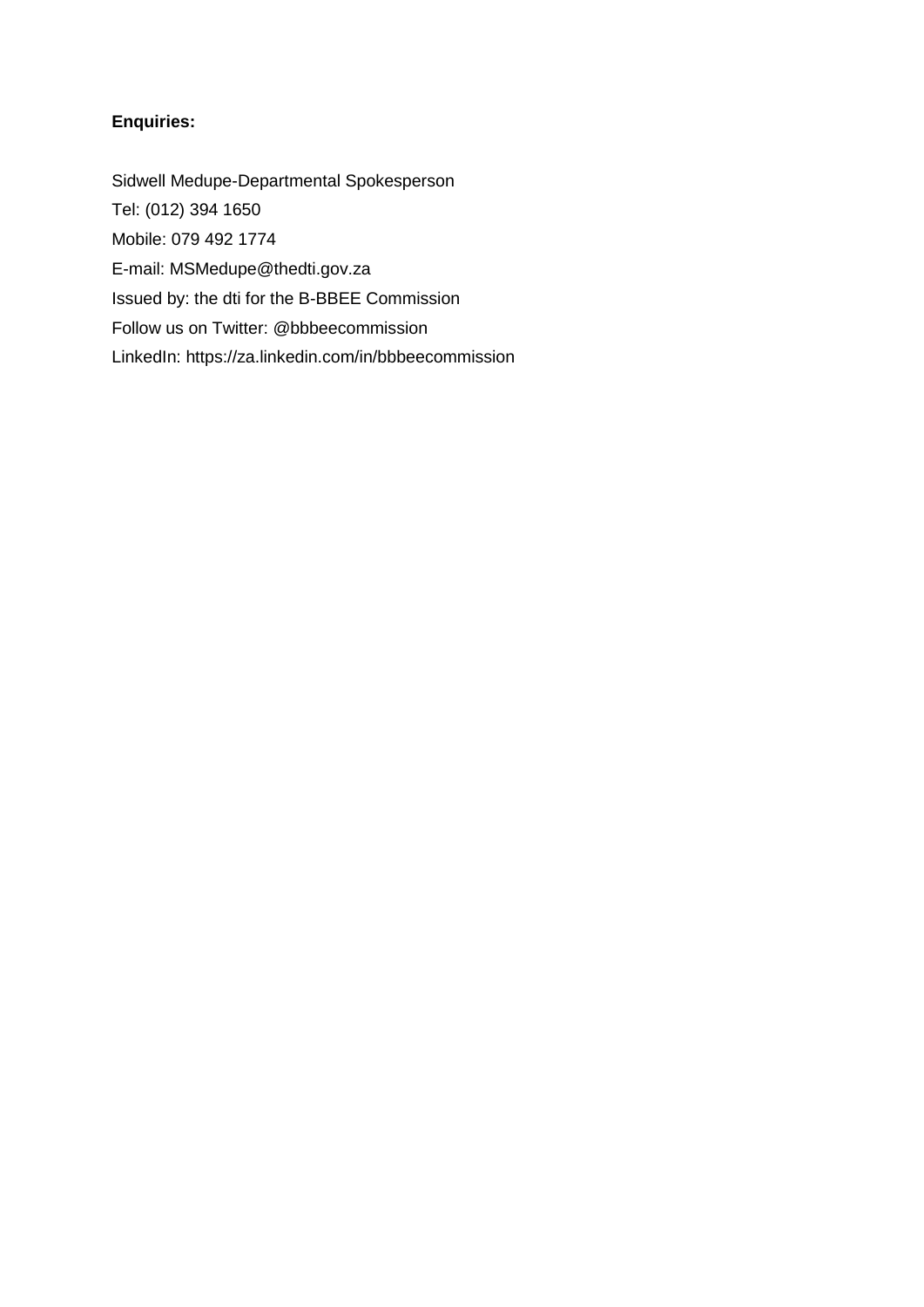**Enquiries:**

Sidwell Medupe-Departmental Spokesperson

Tel: (012) 394 1650

Mobile: 079 492 1774

E-mail: MSMedupe@thedti.gov.za

Issued by: the dti for the B-BBEE Commission

Follow us on Twitter: @bbbeecommission

LinkedIn: https://za.linkedin.com/in/bbbeecommission